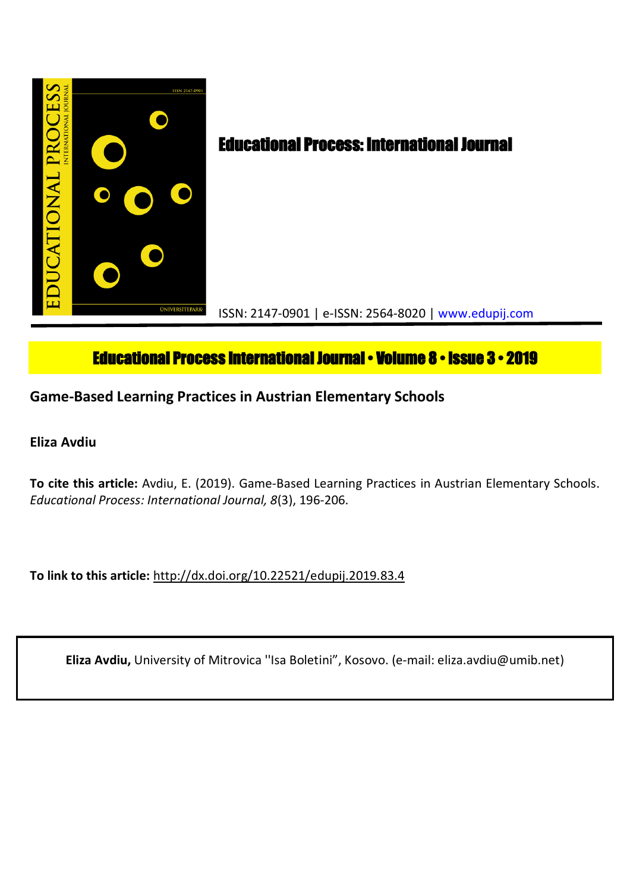Educational Process: International Journal

ISSN: 2147-0901 | e-ISSN: 2564-8020 | www.edupij.com

Educational Process International Journal • Volume 8 • Issue 3 • 2019

**Game-Based Learning Practices in Austrian Elementary Schools**

**Eliza Avdiu**

**To cite this article:** Avdiu, E. (2019). Game-Based Learning Practices in Austrian Elementary Schools. *Educational Process: International Journal, 8*(3), 196-206.

**To link to this article:** http://dx.doi.org/10.22521/edupij.2019.83.4

**Eliza Avdiu,** University of Mitrovica ''Isa Boletini", Kosovo. (e-mail: eliza.avdiu@umib.net)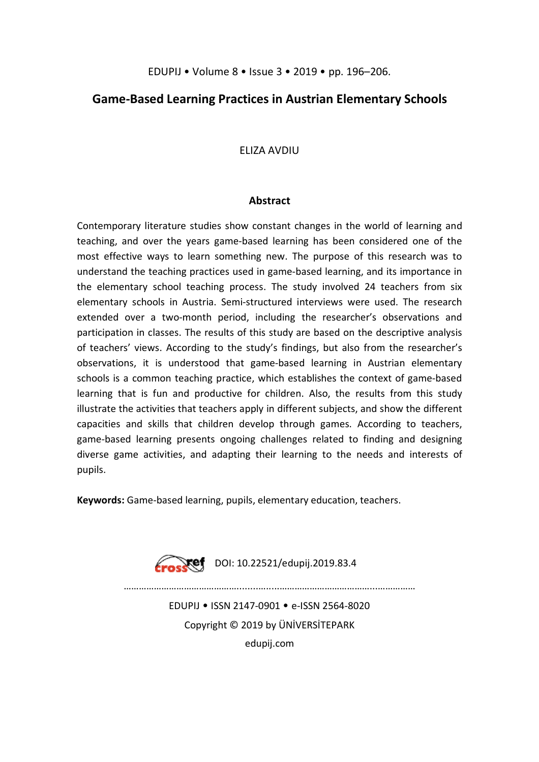# Game-Based Learning Practices in Austrian Elementary Schools

ELIZA AVDIU

## Abstract

Contemporary literature studies show constant changes in the world of learning and teaching, and over the years game-based learning has been considered one of the most effective ways to learn something new. The purpose of this research was to understand the teaching practices used in game-based learning, and its importance in the elementary school teaching process. The study involved 24 teachers from six elementary schools in Austria. Semi-structured interviews were used. The research extended over a two-month period, including the researcher's observations and participation in classes. The results of this study are based on the descriptive analysis of teachers' views. According to the study's findings, but also from the researcher's observations, it is understood that game-based learning in Austrian elementary schools is a common teaching practice, which establishes the context of game-based learning that is fun and productive for children. Also, the results from this study illustrate the activities that teachers apply in different subjects, and show the different capacities and skills that children develop through games. According to teachers, game-based learning presents ongoing challenges related to finding and designing diverse game activities, and adapting their learning to the needs and interests of pupils.

**Keywords:** Game-based learning, pupils, elementary education, teachers.

DOI: 10.22521/edupij.2019.83.4

EDUPIJ • ISSN 2147-0901 • e-ISSN 2564-8020
Copyright © 2019 by ÜNİVERSİTEPARK
edupij.com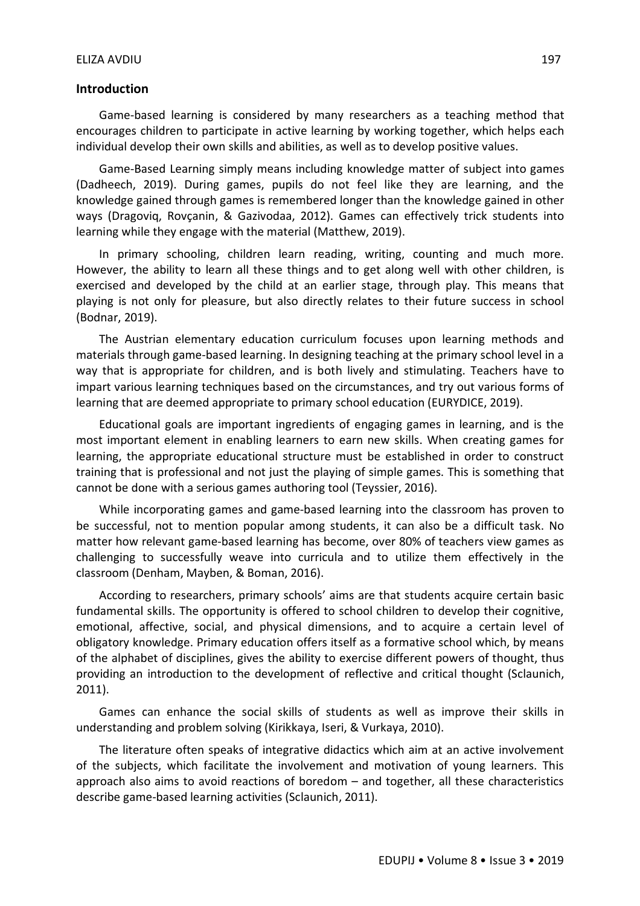## Introduction

Game-based learning is considered by many researchers as a teaching method that encourages children to participate in active learning by working together, which helps each individual develop their own skills and abilities, as well as to develop positive values.

Game-Based Learning simply means including knowledge matter of subject into games (Dadheech, 2019). During games, pupils do not feel like they are learning, and the knowledge gained through games is remembered longer than the knowledge gained in other ways (Dragoviq, Rovçanin, & Gazivodaa, 2012). Games can effectively trick students into learning while they engage with the material (Matthew, 2019).

In primary schooling, children learn reading, writing, counting and much more. However, the ability to learn all these things and to get along well with other children, is exercised and developed by the child at an earlier stage, through play. This means that playing is not only for pleasure, but also directly relates to their future success in school (Bodnar, 2019).

The Austrian elementary education curriculum focuses upon learning methods and materials through game-based learning. In designing teaching at the primary school level in a way that is appropriate for children, and is both lively and stimulating. Teachers have to impart various learning techniques based on the circumstances, and try out various forms of learning that are deemed appropriate to primary school education (EURYDICE, 2019).

Educational goals are important ingredients of engaging games in learning, and is the most important element in enabling learners to earn new skills. When creating games for learning, the appropriate educational structure must be established in order to construct training that is professional and not just the playing of simple games. This is something that cannot be done with a serious games authoring tool (Teyssier, 2016).

While incorporating games and game-based learning into the classroom has proven to be successful, not to mention popular among students, it can also be a difficult task. No matter how relevant game-based learning has become, over 80% of teachers view games as challenging to successfully weave into curricula and to utilize them effectively in the classroom (Denham, Mayben, & Boman, 2016).

According to researchers, primary schools' aims are that students acquire certain basic fundamental skills. The opportunity is offered to school children to develop their cognitive, emotional, affective, social, and physical dimensions, and to acquire a certain level of obligatory knowledge. Primary education offers itself as a formative school which, by means of the alphabet of disciplines, gives the ability to exercise different powers of thought, thus providing an introduction to the development of reflective and critical thought (Sclaunich, 2011).

Games can enhance the social skills of students as well as improve their skills in understanding and problem solving (Kirikkaya, Iseri, & Vurkaya, 2010).

The literature often speaks of integrative didactics which aim at an active involvement of the subjects, which facilitate the involvement and motivation of young learners. This approach also aims to avoid reactions of boredom – and together, all these characteristics describe game-based learning activities (Sclaunich, 2011).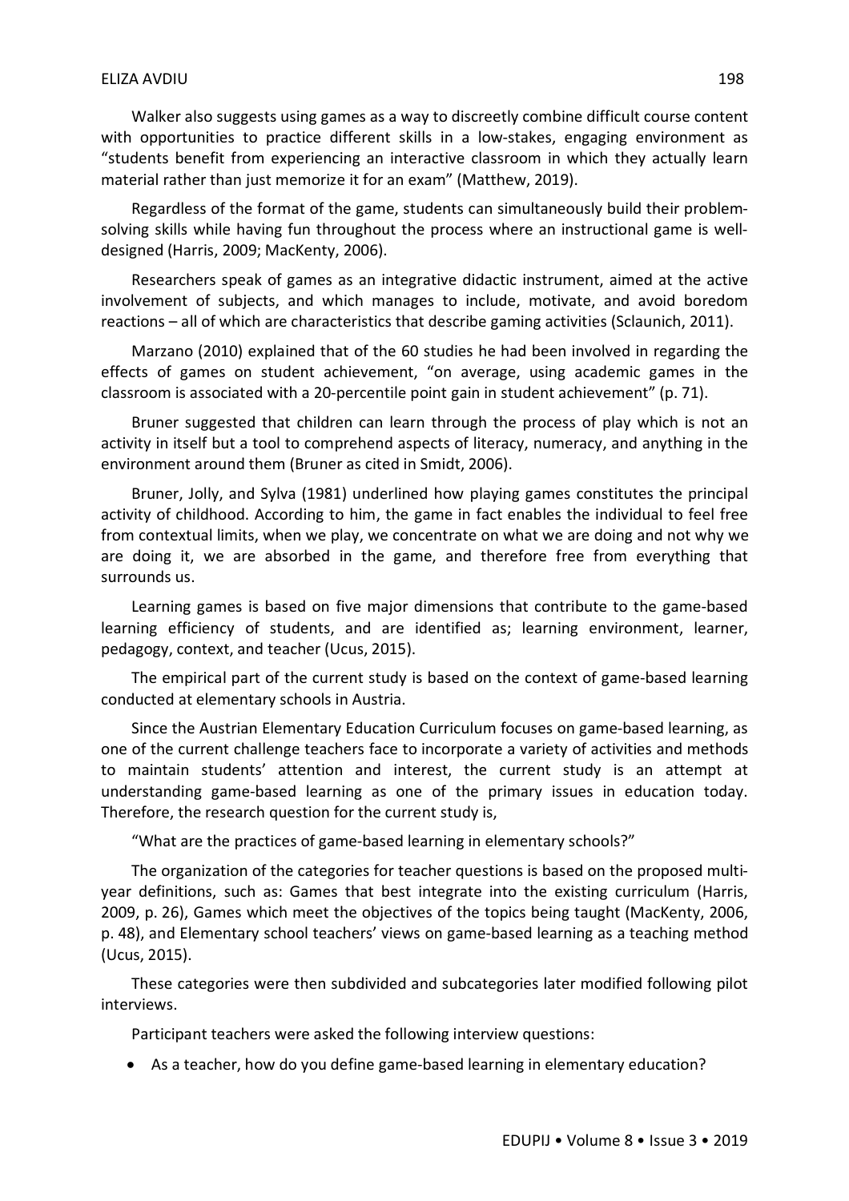Walker also suggests using games as a way to discreetly combine difficult course content with opportunities to practice different skills in a low-stakes, engaging environment as "students benefit from experiencing an interactive classroom in which they actually learn material rather than just memorize it for an exam" (Matthew, 2019).

Regardless of the format of the game, students can simultaneously build their problem-solving skills while having fun throughout the process where an instructional game is well-designed (Harris, 2009; MacKenty, 2006).

Researchers speak of games as an integrative didactic instrument, aimed at the active involvement of subjects, and which manages to include, motivate, and avoid boredom reactions – all of which are characteristics that describe gaming activities (Sclaunich, 2011).

Marzano (2010) explained that of the 60 studies he had been involved in regarding the effects of games on student achievement, "on average, using academic games in the classroom is associated with a 20-percentile point gain in student achievement" (p. 71).

Bruner suggested that children can learn through the process of play which is not an activity in itself but a tool to comprehend aspects of literacy, numeracy, and anything in the environment around them (Bruner as cited in Smidt, 2006).

Bruner, Jolly, and Sylva (1981) underlined how playing games constitutes the principal activity of childhood. According to him, the game in fact enables the individual to feel free from contextual limits, when we play, we concentrate on what we are doing and not why we are doing it, we are absorbed in the game, and therefore free from everything that surrounds us.

Learning games is based on five major dimensions that contribute to the game-based learning efficiency of students, and are identified as; learning environment, learner, pedagogy, context, and teacher (Ucus, 2015).

The empirical part of the current study is based on the context of game-based learning conducted at elementary schools in Austria.

Since the Austrian Elementary Education Curriculum focuses on game-based learning, as one of the current challenge teachers face to incorporate a variety of activities and methods to maintain students' attention and interest, the current study is an attempt at understanding game-based learning as one of the primary issues in education today. Therefore, the research question for the current study is,

"What are the practices of game-based learning in elementary schools?"

The organization of the categories for teacher questions is based on the proposed multi-year definitions, such as: Games that best integrate into the existing curriculum (Harris, 2009, p. 26), Games which meet the objectives of the topics being taught (MacKenty, 2006, p. 48), and Elementary school teachers' views on game-based learning as a teaching method (Ucus, 2015).

These categories were then subdivided and subcategories later modified following pilot interviews.

Participant teachers were asked the following interview questions:

- As a teacher, how do you define game-based learning in elementary education?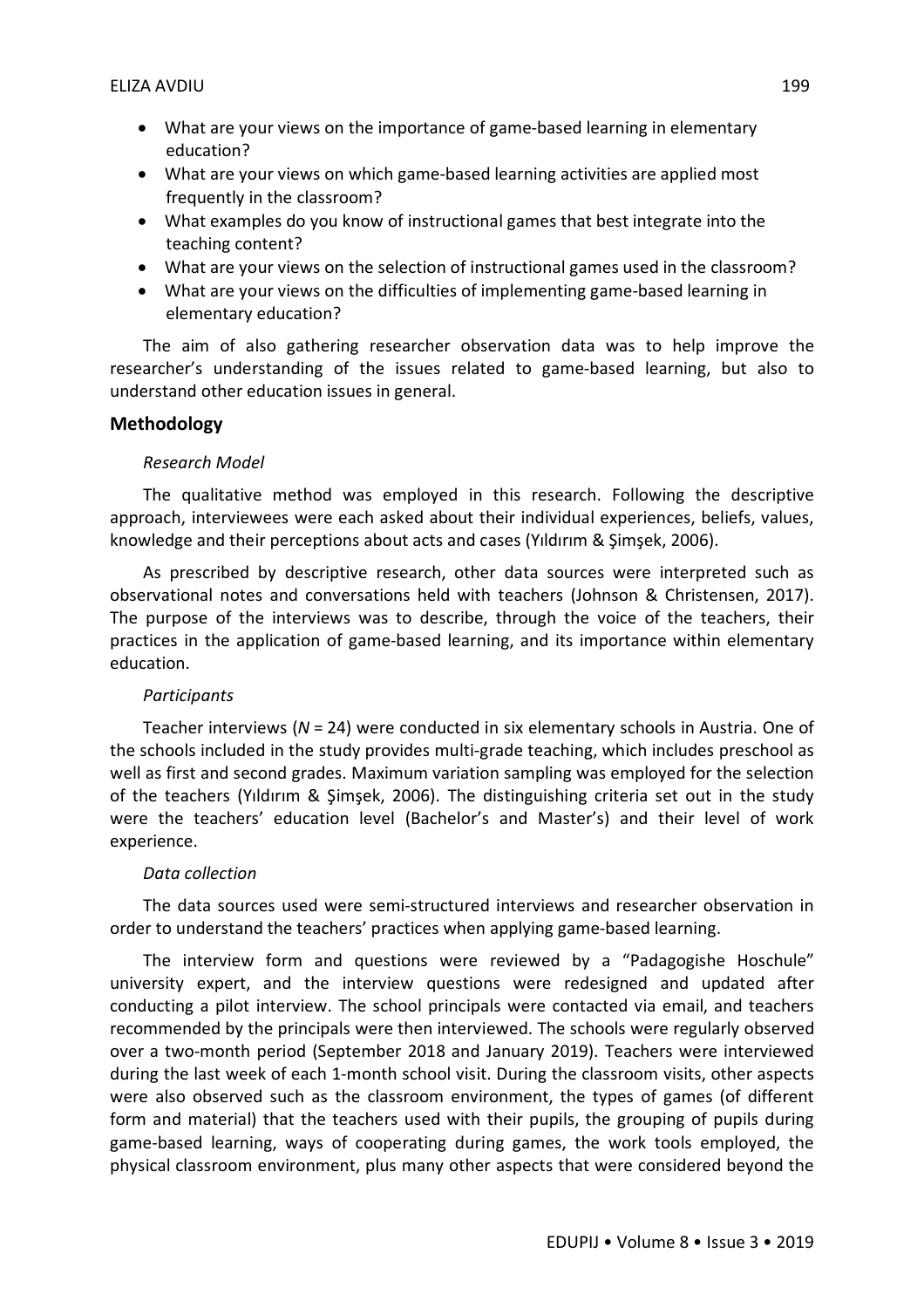- What are your views on the importance of game-based learning in elementary education?
- What are your views on which game-based learning activities are applied most frequently in the classroom?
- What examples do you know of instructional games that best integrate into the teaching content?
- What are your views on the selection of instructional games used in the classroom?
- What are your views on the difficulties of implementing game-based learning in elementary education?

The aim of also gathering researcher observation data was to help improve the researcher's understanding of the issues related to game-based learning, but also to understand other education issues in general.

## Methodology

*Research Model*

The qualitative method was employed in this research. Following the descriptive approach, interviewees were each asked about their individual experiences, beliefs, values, knowledge and their perceptions about acts and cases (Yıldırım & Şimşek, 2006).

As prescribed by descriptive research, other data sources were interpreted such as observational notes and conversations held with teachers (Johnson & Christensen, 2017). The purpose of the interviews was to describe, through the voice of the teachers, their practices in the application of game-based learning, and its importance within elementary education.

*Participants*

Teacher interviews (*N* = 24) were conducted in six elementary schools in Austria. One of the schools included in the study provides multi-grade teaching, which includes preschool as well as first and second grades. Maximum variation sampling was employed for the selection of the teachers (Yıldırım & Şimşek, 2006). The distinguishing criteria set out in the study were the teachers' education level (Bachelor's and Master's) and their level of work experience.

*Data collection*

The data sources used were semi-structured interviews and researcher observation in order to understand the teachers' practices when applying game-based learning.

The interview form and questions were reviewed by a "Padagogishe Hoschule" university expert, and the interview questions were redesigned and updated after conducting a pilot interview. The school principals were contacted via email, and teachers recommended by the principals were then interviewed. The schools were regularly observed over a two-month period (September 2018 and January 2019). Teachers were interviewed during the last week of each 1-month school visit. During the classroom visits, other aspects were also observed such as the classroom environment, the types of games (of different form and material) that the teachers used with their pupils, the grouping of pupils during game-based learning, ways of cooperating during games, the work tools employed, the physical classroom environment, plus many other aspects that were considered beyond the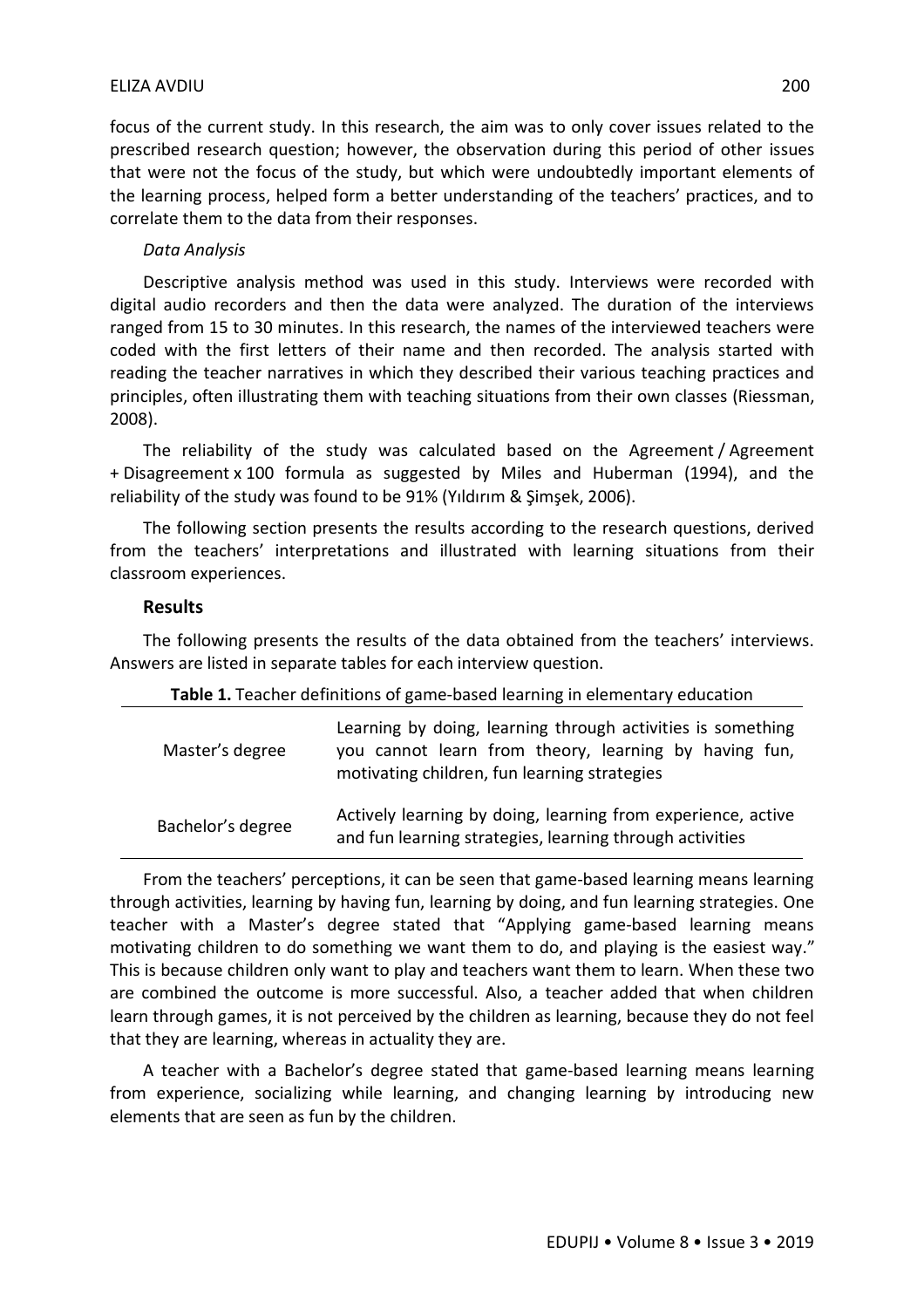focus of the current study. In this research, the aim was to only cover issues related to the prescribed research question; however, the observation during this period of other issues that were not the focus of the study, but which were undoubtedly important elements of the learning process, helped form a better understanding of the teachers' practices, and to correlate them to the data from their responses.

*Data Analysis*

Descriptive analysis method was used in this study. Interviews were recorded with digital audio recorders and then the data were analyzed. The duration of the interviews ranged from 15 to 30 minutes. In this research, the names of the interviewed teachers were coded with the first letters of their name and then recorded. The analysis started with reading the teacher narratives in which they described their various teaching practices and principles, often illustrating them with teaching situations from their own classes (Riessman, 2008).

The reliability of the study was calculated based on the Agreement / Agreement + Disagreement x 100 formula as suggested by Miles and Huberman (1994), and the reliability of the study was found to be 91% (Yıldırım & Şimşek, 2006).

The following section presents the results according to the research questions, derived from the teachers' interpretations and illustrated with learning situations from their classroom experiences.

## Results

The following presents the results of the data obtained from the teachers' interviews. Answers are listed in separate tables for each interview question.

**Table 1.** Teacher definitions of game-based learning in elementary education

| | |
|---|---|
| Master's degree | Learning by doing, learning through activities is something you cannot learn from theory, learning by having fun, motivating children, fun learning strategies |
| Bachelor's degree | Actively learning by doing, learning from experience, active and fun learning strategies, learning through activities |

From the teachers' perceptions, it can be seen that game-based learning means learning through activities, learning by having fun, learning by doing, and fun learning strategies. One teacher with a Master's degree stated that "Applying game-based learning means motivating children to do something we want them to do, and playing is the easiest way." This is because children only want to play and teachers want them to learn. When these two are combined the outcome is more successful. Also, a teacher added that when children learn through games, it is not perceived by the children as learning, because they do not feel that they are learning, whereas in actuality they are.

A teacher with a Bachelor's degree stated that game-based learning means learning from experience, socializing while learning, and changing learning by introducing new elements that are seen as fun by the children.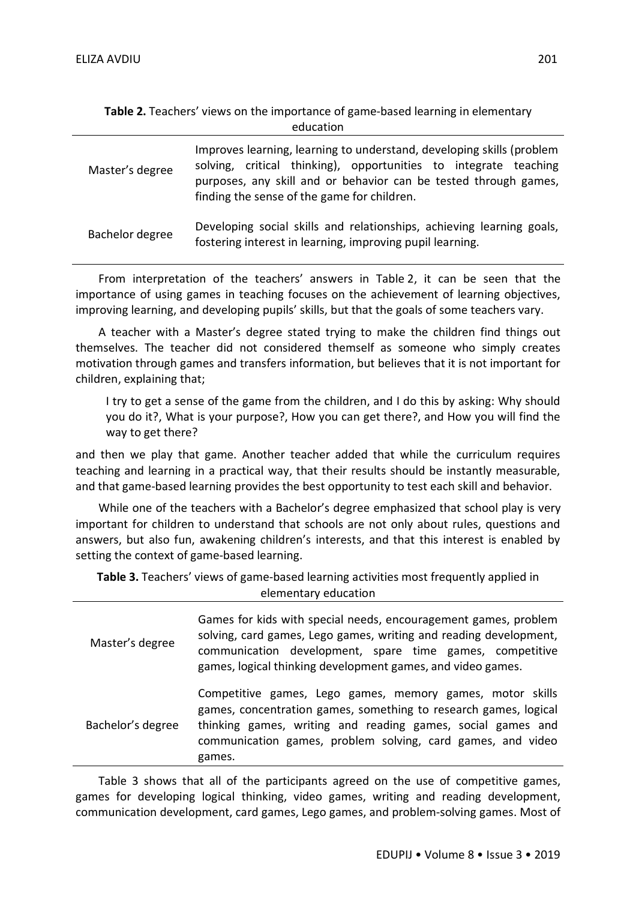**Table 2.** Teachers' views on the importance of game-based learning in elementary education

| | |
|---|---|
| Master's degree | Improves learning, learning to understand, developing skills (problem solving, critical thinking), opportunities to integrate teaching purposes, any skill and or behavior can be tested through games, finding the sense of the game for children. |
| Bachelor degree | Developing social skills and relationships, achieving learning goals, fostering interest in learning, improving pupil learning. |

From interpretation of the teachers' answers in Table 2, it can be seen that the importance of using games in teaching focuses on the achievement of learning objectives, improving learning, and developing pupils' skills, but that the goals of some teachers vary.

A teacher with a Master's degree stated trying to make the children find things out themselves. The teacher did not considered themself as someone who simply creates motivation through games and transfers information, but believes that it is not important for children, explaining that;

> I try to get a sense of the game from the children, and I do this by asking: Why should you do it?, What is your purpose?, How you can get there?, and How you will find the way to get there?

and then we play that game. Another teacher added that while the curriculum requires teaching and learning in a practical way, that their results should be instantly measurable, and that game-based learning provides the best opportunity to test each skill and behavior.

While one of the teachers with a Bachelor's degree emphasized that school play is very important for children to understand that schools are not only about rules, questions and answers, but also fun, awakening children's interests, and that this interest is enabled by setting the context of game-based learning.

**Table 3.** Teachers' views of game-based learning activities most frequently applied in elementary education

| | |
|---|---|
| Master's degree | Games for kids with special needs, encouragement games, problem solving, card games, Lego games, writing and reading development, communication development, spare time games, competitive games, logical thinking development games, and video games. |
| Bachelor's degree | Competitive games, Lego games, memory games, motor skills games, concentration games, something to research games, logical thinking games, writing and reading games, social games and communication games, problem solving, card games, and video games. |

Table 3 shows that all of the participants agreed on the use of competitive games, games for developing logical thinking, video games, writing and reading development, communication development, card games, Lego games, and problem-solving games. Most of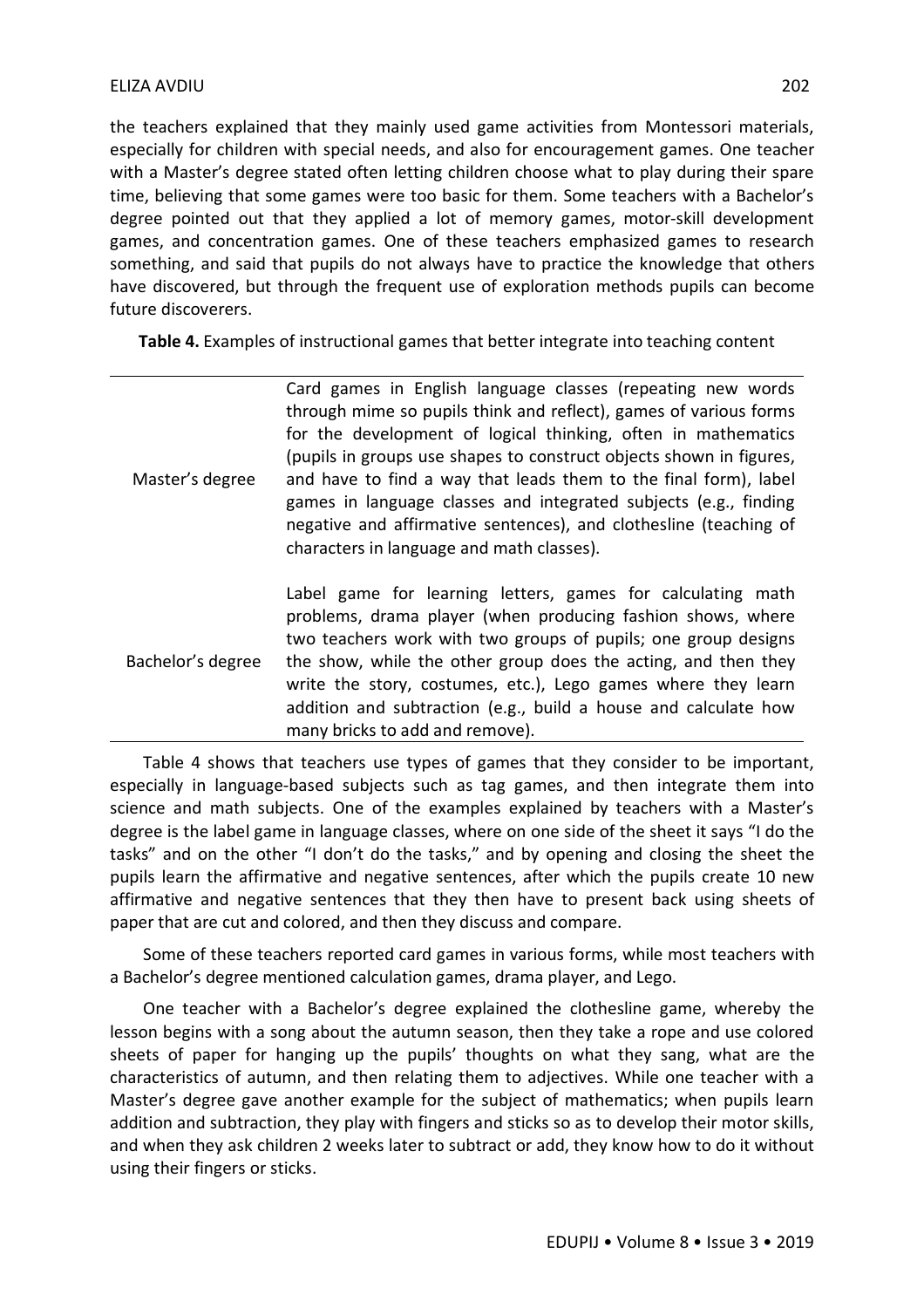the teachers explained that they mainly used game activities from Montessori materials, especially for children with special needs, and also for encouragement games. One teacher with a Master's degree stated often letting children choose what to play during their spare time, believing that some games were too basic for them. Some teachers with a Bachelor's degree pointed out that they applied a lot of memory games, motor-skill development games, and concentration games. One of these teachers emphasized games to research something, and said that pupils do not always have to practice the knowledge that others have discovered, but through the frequent use of exploration methods pupils can become future discoverers.

**Table 4.** Examples of instructional games that better integrate into teaching content

| | |
|---|---|
| Master's degree | Card games in English language classes (repeating new words through mime so pupils think and reflect), games of various forms for the development of logical thinking, often in mathematics (pupils in groups use shapes to construct objects shown in figures, and have to find a way that leads them to the final form), label games in language classes and integrated subjects (e.g., finding negative and affirmative sentences), and clothesline (teaching of characters in language and math classes). |
| Bachelor's degree | Label game for learning letters, games for calculating math problems, drama player (when producing fashion shows, where two teachers work with two groups of pupils; one group designs the show, while the other group does the acting, and then they write the story, costumes, etc.), Lego games where they learn addition and subtraction (e.g., build a house and calculate how many bricks to add and remove). |

Table 4 shows that teachers use types of games that they consider to be important, especially in language-based subjects such as tag games, and then integrate them into science and math subjects. One of the examples explained by teachers with a Master's degree is the label game in language classes, where on one side of the sheet it says "I do the tasks" and on the other "I don't do the tasks," and by opening and closing the sheet the pupils learn the affirmative and negative sentences, after which the pupils create 10 new affirmative and negative sentences that they then have to present back using sheets of paper that are cut and colored, and then they discuss and compare.

Some of these teachers reported card games in various forms, while most teachers with a Bachelor's degree mentioned calculation games, drama player, and Lego.

One teacher with a Bachelor's degree explained the clothesline game, whereby the lesson begins with a song about the autumn season, then they take a rope and use colored sheets of paper for hanging up the pupils' thoughts on what they sang, what are the characteristics of autumn, and then relating them to adjectives. While one teacher with a Master's degree gave another example for the subject of mathematics; when pupils learn addition and subtraction, they play with fingers and sticks so as to develop their motor skills, and when they ask children 2 weeks later to subtract or add, they know how to do it without using their fingers or sticks.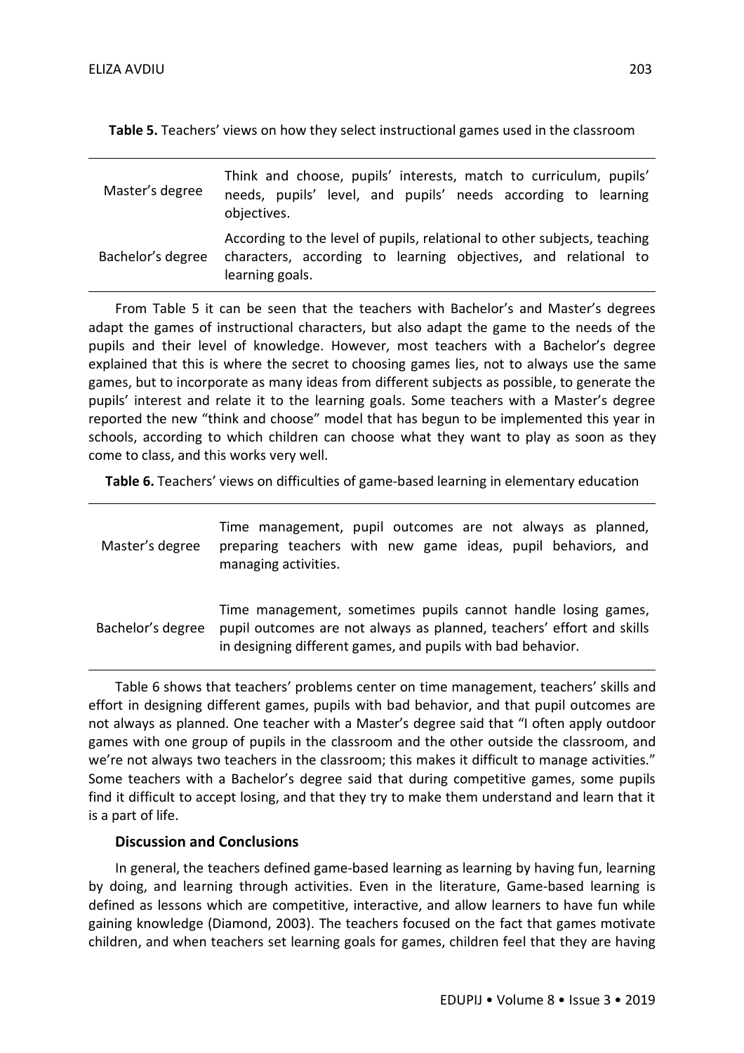**Table 5.** Teachers' views on how they select instructional games used in the classroom

| | |
|---|---|
| Master's degree | Think and choose, pupils' interests, match to curriculum, pupils' needs, pupils' level, and pupils' needs according to learning objectives. |
| Bachelor's degree | According to the level of pupils, relational to other subjects, teaching characters, according to learning objectives, and relational to learning goals. |

From Table 5 it can be seen that the teachers with Bachelor's and Master's degrees adapt the games of instructional characters, but also adapt the game to the needs of the pupils and their level of knowledge. However, most teachers with a Bachelor's degree explained that this is where the secret to choosing games lies, not to always use the same games, but to incorporate as many ideas from different subjects as possible, to generate the pupils' interest and relate it to the learning goals. Some teachers with a Master's degree reported the new "think and choose" model that has begun to be implemented this year in schools, according to which children can choose what they want to play as soon as they come to class, and this works very well.

**Table 6.** Teachers' views on difficulties of game-based learning in elementary education

| | |
|---|---|
| Master's degree | Time management, pupil outcomes are not always as planned, preparing teachers with new game ideas, pupil behaviors, and managing activities. |
| Bachelor's degree | Time management, sometimes pupils cannot handle losing games, pupil outcomes are not always as planned, teachers' effort and skills in designing different games, and pupils with bad behavior. |

Table 6 shows that teachers' problems center on time management, teachers' skills and effort in designing different games, pupils with bad behavior, and that pupil outcomes are not always as planned. One teacher with a Master's degree said that "I often apply outdoor games with one group of pupils in the classroom and the other outside the classroom, and we're not always two teachers in the classroom; this makes it difficult to manage activities." Some teachers with a Bachelor's degree said that during competitive games, some pupils find it difficult to accept losing, and that they try to make them understand and learn that it is a part of life.

## Discussion and Conclusions

In general, the teachers defined game-based learning as learning by having fun, learning by doing, and learning through activities. Even in the literature, Game-based learning is defined as lessons which are competitive, interactive, and allow learners to have fun while gaining knowledge (Diamond, 2003). The teachers focused on the fact that games motivate children, and when teachers set learning goals for games, children feel that they are having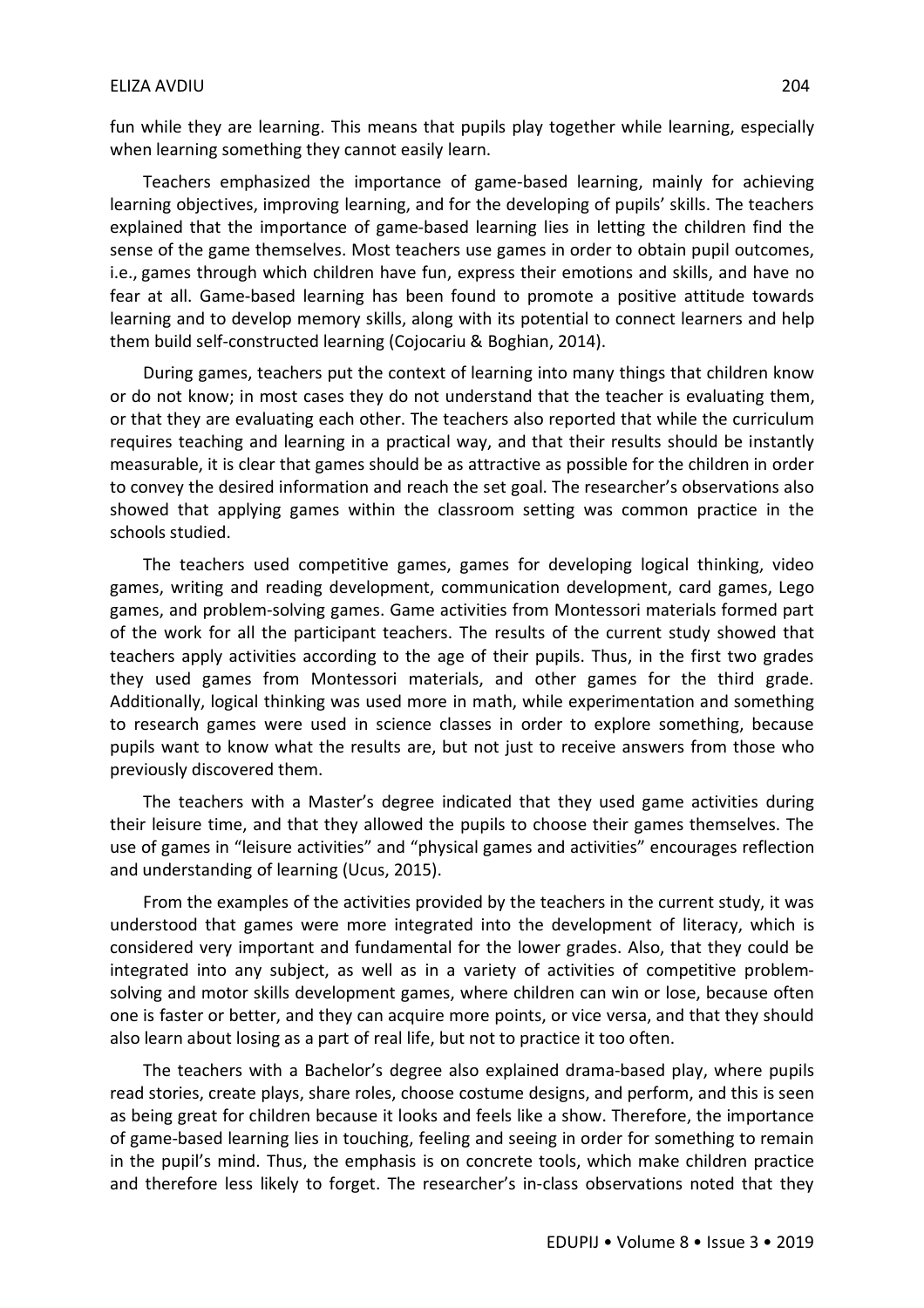fun while they are learning. This means that pupils play together while learning, especially when learning something they cannot easily learn.

Teachers emphasized the importance of game-based learning, mainly for achieving learning objectives, improving learning, and for the developing of pupils' skills. The teachers explained that the importance of game-based learning lies in letting the children find the sense of the game themselves. Most teachers use games in order to obtain pupil outcomes, i.e., games through which children have fun, express their emotions and skills, and have no fear at all. Game-based learning has been found to promote a positive attitude towards learning and to develop memory skills, along with its potential to connect learners and help them build self-constructed learning (Cojocariu & Boghian, 2014).

During games, teachers put the context of learning into many things that children know or do not know; in most cases they do not understand that the teacher is evaluating them, or that they are evaluating each other. The teachers also reported that while the curriculum requires teaching and learning in a practical way, and that their results should be instantly measurable, it is clear that games should be as attractive as possible for the children in order to convey the desired information and reach the set goal. The researcher's observations also showed that applying games within the classroom setting was common practice in the schools studied.

The teachers used competitive games, games for developing logical thinking, video games, writing and reading development, communication development, card games, Lego games, and problem-solving games. Game activities from Montessori materials formed part of the work for all the participant teachers. The results of the current study showed that teachers apply activities according to the age of their pupils. Thus, in the first two grades they used games from Montessori materials, and other games for the third grade. Additionally, logical thinking was used more in math, while experimentation and something to research games were used in science classes in order to explore something, because pupils want to know what the results are, but not just to receive answers from those who previously discovered them.

The teachers with a Master's degree indicated that they used game activities during their leisure time, and that they allowed the pupils to choose their games themselves. The use of games in "leisure activities" and "physical games and activities" encourages reflection and understanding of learning (Ucus, 2015).

From the examples of the activities provided by the teachers in the current study, it was understood that games were more integrated into the development of literacy, which is considered very important and fundamental for the lower grades. Also, that they could be integrated into any subject, as well as in a variety of activities of competitive problem-solving and motor skills development games, where children can win or lose, because often one is faster or better, and they can acquire more points, or vice versa, and that they should also learn about losing as a part of real life, but not to practice it too often.

The teachers with a Bachelor's degree also explained drama-based play, where pupils read stories, create plays, share roles, choose costume designs, and perform, and this is seen as being great for children because it looks and feels like a show. Therefore, the importance of game-based learning lies in touching, feeling and seeing in order for something to remain in the pupil's mind. Thus, the emphasis is on concrete tools, which make children practice and therefore less likely to forget. The researcher's in-class observations noted that they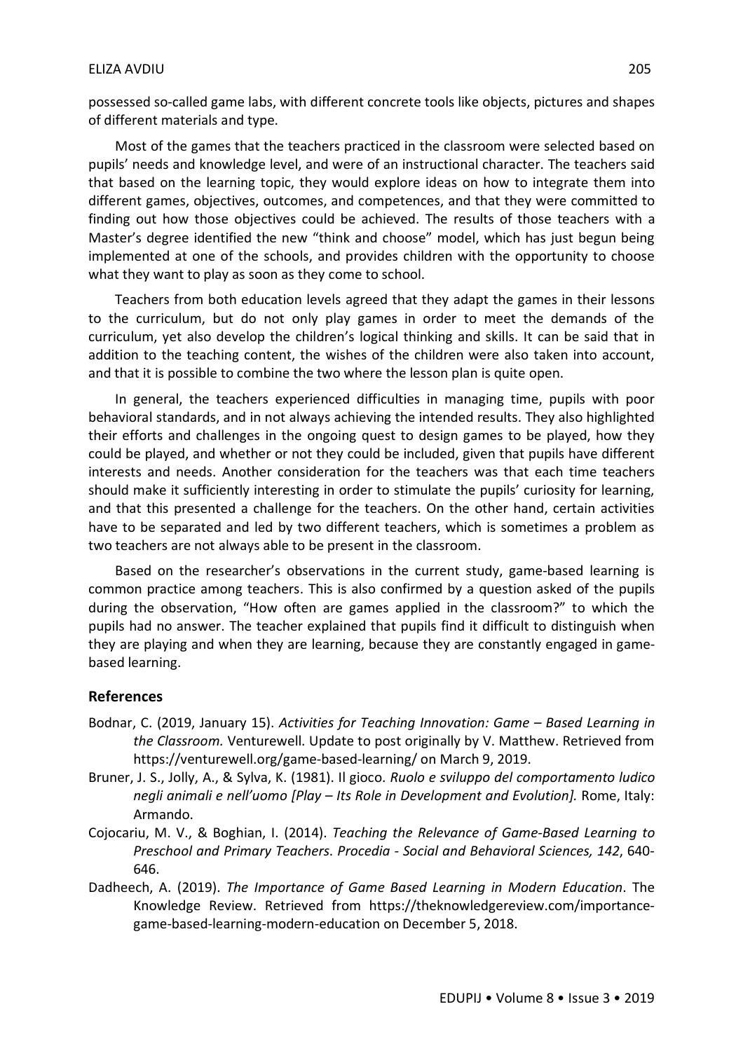possessed so-called game labs, with different concrete tools like objects, pictures and shapes of different materials and type.

Most of the games that the teachers practiced in the classroom were selected based on pupils' needs and knowledge level, and were of an instructional character. The teachers said that based on the learning topic, they would explore ideas on how to integrate them into different games, objectives, outcomes, and competences, and that they were committed to finding out how those objectives could be achieved. The results of those teachers with a Master's degree identified the new "think and choose" model, which has just begun being implemented at one of the schools, and provides children with the opportunity to choose what they want to play as soon as they come to school.

Teachers from both education levels agreed that they adapt the games in their lessons to the curriculum, but do not only play games in order to meet the demands of the curriculum, yet also develop the children's logical thinking and skills. It can be said that in addition to the teaching content, the wishes of the children were also taken into account, and that it is possible to combine the two where the lesson plan is quite open.

In general, the teachers experienced difficulties in managing time, pupils with poor behavioral standards, and in not always achieving the intended results. They also highlighted their efforts and challenges in the ongoing quest to design games to be played, how they could be played, and whether or not they could be included, given that pupils have different interests and needs. Another consideration for the teachers was that each time teachers should make it sufficiently interesting in order to stimulate the pupils' curiosity for learning, and that this presented a challenge for the teachers. On the other hand, certain activities have to be separated and led by two different teachers, which is sometimes a problem as two teachers are not always able to be present in the classroom.

Based on the researcher's observations in the current study, game-based learning is common practice among teachers. This is also confirmed by a question asked of the pupils during the observation, "How often are games applied in the classroom?" to which the pupils had no answer. The teacher explained that pupils find it difficult to distinguish when they are playing and when they are learning, because they are constantly engaged in game-based learning.

## References

Bodnar, C. (2019, January 15). *Activities for Teaching Innovation: Game – Based Learning in the Classroom.* Venturewell. Update to post originally by V. Matthew. Retrieved from https://venturewell.org/game-based-learning/ on March 9, 2019.

Bruner, J. S., Jolly, A., & Sylva, K. (1981). Il gioco. *Ruolo e sviluppo del comportamento ludico negli animali e nell'uomo [Play – Its Role in Development and Evolution].* Rome, Italy: Armando.

Cojocariu, M. V., & Boghian, I. (2014). *Teaching the Relevance of Game-Based Learning to Preschool and Primary Teachers*. *Procedia - Social and Behavioral Sciences, 142*, 640-646.

Dadheech, A. (2019). *The Importance of Game Based Learning in Modern Education*. The Knowledge Review. Retrieved from https://theknowledgereview.com/importance-game-based-learning-modern-education on December 5, 2018.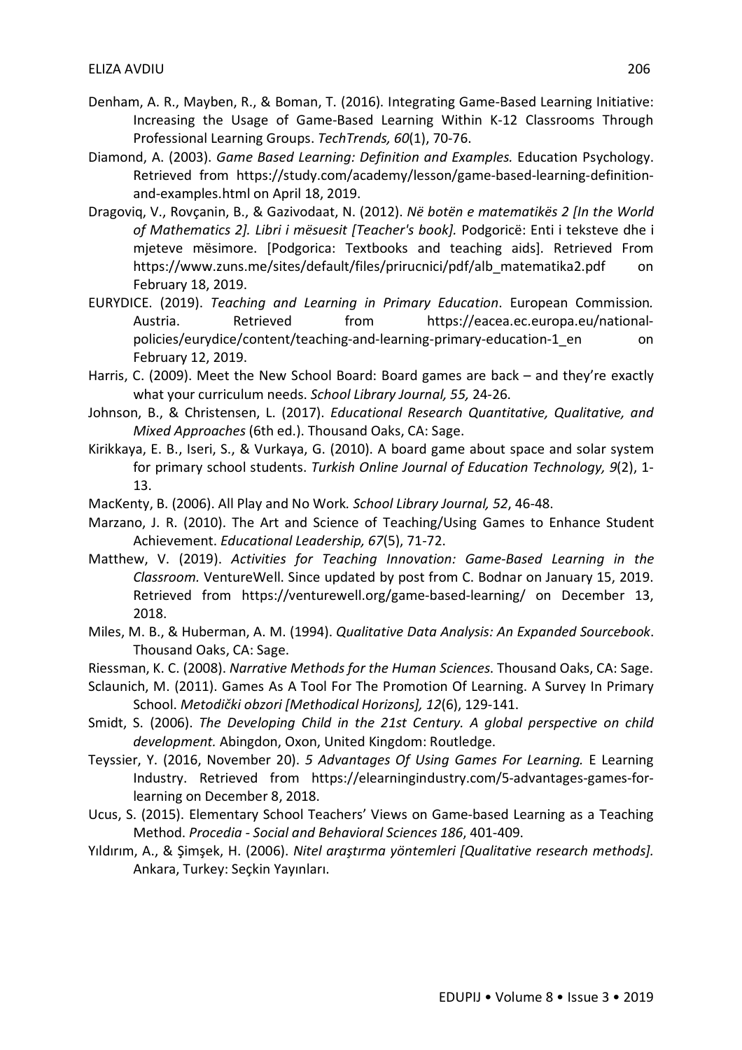Denham, A. R., Mayben, R., & Boman, T. (2016). Integrating Game-Based Learning Initiative: Increasing the Usage of Game-Based Learning Within K-12 Classrooms Through Professional Learning Groups. *TechTrends, 60*(1), 70-76.

Diamond, A. (2003). *Game Based Learning: Definition and Examples.* Education Psychology. Retrieved from https://study.com/academy/lesson/game-based-learning-definition-and-examples.html on April 18, 2019.

Dragoviq, V., Rovçanin, B., & Gazivodaat, N. (2012). *Në botën e matematikës 2 [In the World of Mathematics 2]. Libri i mësuesit [Teacher's book].* Podgoricë: Enti i teksteve dhe i mjeteve mësimore. [Podgorica: Textbooks and teaching aids]. Retrieved From https://www.zuns.me/sites/default/files/prirucnici/pdf/alb_matematika2.pdf on February 18, 2019.

EURYDICE. (2019). *Teaching and Learning in Primary Education*. European Commission. Austria. Retrieved from https://eacea.ec.europa.eu/national-policies/eurydice/content/teaching-and-learning-primary-education-1_en on February 12, 2019.

Harris, C. (2009). Meet the New School Board: Board games are back – and they're exactly what your curriculum needs. *School Library Journal, 55,* 24-26.

Johnson, B., & Christensen, L. (2017). *Educational Research Quantitative, Qualitative, and Mixed Approaches* (6th ed.). Thousand Oaks, CA: Sage.

Kirikkaya, E. B., Iseri, S., & Vurkaya, G. (2010). A board game about space and solar system for primary school students. *Turkish Online Journal of Education Technology, 9*(2), 1-13.

MacKenty, B. (2006). All Play and No Work. *School Library Journal, 52*, 46-48.

Marzano, J. R. (2010). The Art and Science of Teaching/Using Games to Enhance Student Achievement. *Educational Leadership, 67*(5), 71-72.

Matthew, V. (2019). *Activities for Teaching Innovation: Game-Based Learning in the Classroom.* VentureWell. Since updated by post from C. Bodnar on January 15, 2019. Retrieved from https://venturewell.org/game-based-learning/ on December 13, 2018.

Miles, M. B., & Huberman, A. M. (1994). *Qualitative Data Analysis: An Expanded Sourcebook*. Thousand Oaks, CA: Sage.

Riessman, K. C. (2008). *Narrative Methods for the Human Sciences*. Thousand Oaks, CA: Sage.

Sclaunich, M. (2011). Games As A Tool For The Promotion Of Learning. A Survey In Primary School. *Metodički obzori [Methodical Horizons], 12*(6), 129-141.

Smidt, S. (2006). *The Developing Child in the 21st Century. A global perspective on child development.* Abingdon, Oxon, United Kingdom: Routledge.

Teyssier, Y. (2016, November 20). *5 Advantages Of Using Games For Learning.* E Learning Industry. Retrieved from https://elearningindustry.com/5-advantages-games-for-learning on December 8, 2018.

Ucus, S. (2015). Elementary School Teachers' Views on Game-based Learning as a Teaching Method. *Procedia - Social and Behavioral Sciences 186*, 401-409.

Yıldırım, A., & Şimşek, H. (2006). *Nitel araştırma yöntemleri [Qualitative research methods].* Ankara, Turkey: Seçkin Yayınları.